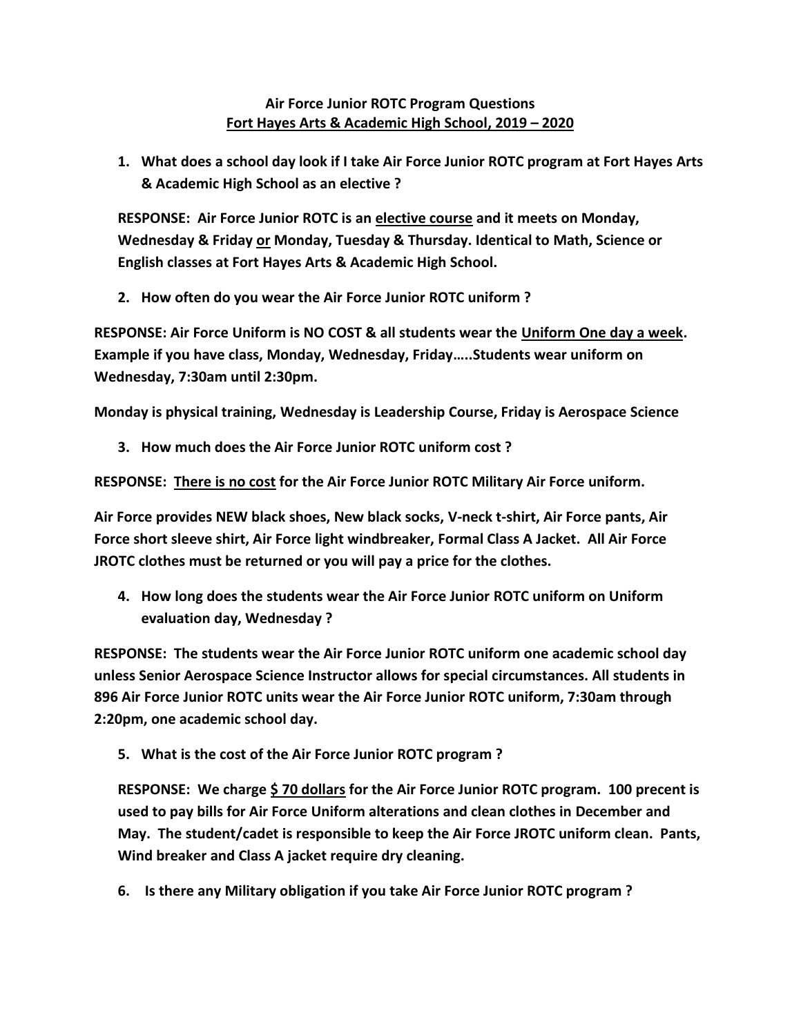**Air Force Junior ROTC Program Questions**
**Fort Hayes Arts & Academic High School, 2019 – 2020**

1. **What does a school day look if I take Air Force Junior ROTC program at Fort Hayes Arts & Academic High School as an elective ?**

   **RESPONSE: Air Force Junior ROTC is an elective course and it meets on Monday, Wednesday & Friday or Monday, Tuesday & Thursday. Identical to Math, Science or English classes at Fort Hayes Arts & Academic High School.**

2. **How often do you wear the Air Force Junior ROTC uniform ?**

**RESPONSE: Air Force Uniform is NO COST & all students wear the Uniform One day a week. Example if you have class, Monday, Wednesday, Friday…..Students wear uniform on Wednesday, 7:30am until 2:30pm.**

**Monday is physical training, Wednesday is Leadership Course, Friday is Aerospace Science**

3. **How much does the Air Force Junior ROTC uniform cost ?**

**RESPONSE: There is no cost for the Air Force Junior ROTC Military Air Force uniform.**

**Air Force provides NEW black shoes, New black socks, V-neck t-shirt, Air Force pants, Air Force short sleeve shirt, Air Force light windbreaker, Formal Class A Jacket. All Air Force JROTC clothes must be returned or you will pay a price for the clothes.**

4. **How long does the students wear the Air Force Junior ROTC uniform on Uniform evaluation day, Wednesday ?**

**RESPONSE: The students wear the Air Force Junior ROTC uniform one academic school day unless Senior Aerospace Science Instructor allows for special circumstances. All students in 896 Air Force Junior ROTC units wear the Air Force Junior ROTC uniform, 7:30am through 2:20pm, one academic school day.**

5. **What is the cost of the Air Force Junior ROTC program ?**

   **RESPONSE: We charge $ 70 dollars for the Air Force Junior ROTC program. 100 precent is used to pay bills for Air Force Uniform alterations and clean clothes in December and May. The student/cadet is responsible to keep the Air Force JROTC uniform clean. Pants, Wind breaker and Class A jacket require dry cleaning.**

6. **Is there any Military obligation if you take Air Force Junior ROTC program ?**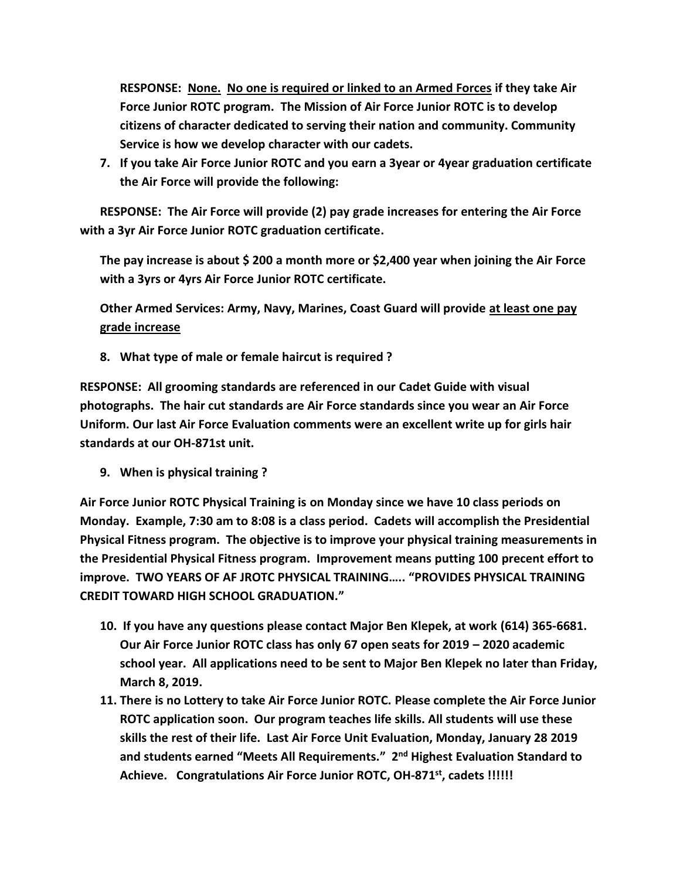**RESPONSE: None. No one is required or linked to an Armed Forces if they take Air Force Junior ROTC program. The Mission of Air Force Junior ROTC is to develop citizens of character dedicated to serving their nation and community. Community Service is how we develop character with our cadets.**

7. **If you take Air Force Junior ROTC and you earn a 3year or 4year graduation certificate the Air Force will provide the following:**

**RESPONSE: The Air Force will provide (2) pay grade increases for entering the Air Force with a 3yr Air Force Junior ROTC graduation certificate.**

**The pay increase is about $ 200 a month more or $2,400 year when joining the Air Force with a 3yrs or 4yrs Air Force Junior ROTC certificate.**

**Other Armed Services: Army, Navy, Marines, Coast Guard will provide at least one pay grade increase**

8. **What type of male or female haircut is required ?**

**RESPONSE: All grooming standards are referenced in our Cadet Guide with visual photographs. The hair cut standards are Air Force standards since you wear an Air Force Uniform. Our last Air Force Evaluation comments were an excellent write up for girls hair standards at our OH-871st unit.**

9. **When is physical training ?**

**Air Force Junior ROTC Physical Training is on Monday since we have 10 class periods on Monday. Example, 7:30 am to 8:08 is a class period. Cadets will accomplish the Presidential Physical Fitness program. The objective is to improve your physical training measurements in the Presidential Physical Fitness program. Improvement means putting 100 precent effort to improve. TWO YEARS OF AF JROTC PHYSICAL TRAINING….. "PROVIDES PHYSICAL TRAINING CREDIT TOWARD HIGH SCHOOL GRADUATION."**

10. **If you have any questions please contact Major Ben Klepek, at work (614) 365-6681. Our Air Force Junior ROTC class has only 67 open seats for 2019 – 2020 academic school year. All applications need to be sent to Major Ben Klepek no later than Friday, March 8, 2019.**
11. **There is no Lottery to take Air Force Junior ROTC. Please complete the Air Force Junior ROTC application soon. Our program teaches life skills. All students will use these skills the rest of their life. Last Air Force Unit Evaluation, Monday, January 28 2019 and students earned "Meets All Requirements." 2nd Highest Evaluation Standard to Achieve. Congratulations Air Force Junior ROTC, OH-871st, cadets !!!!!!**